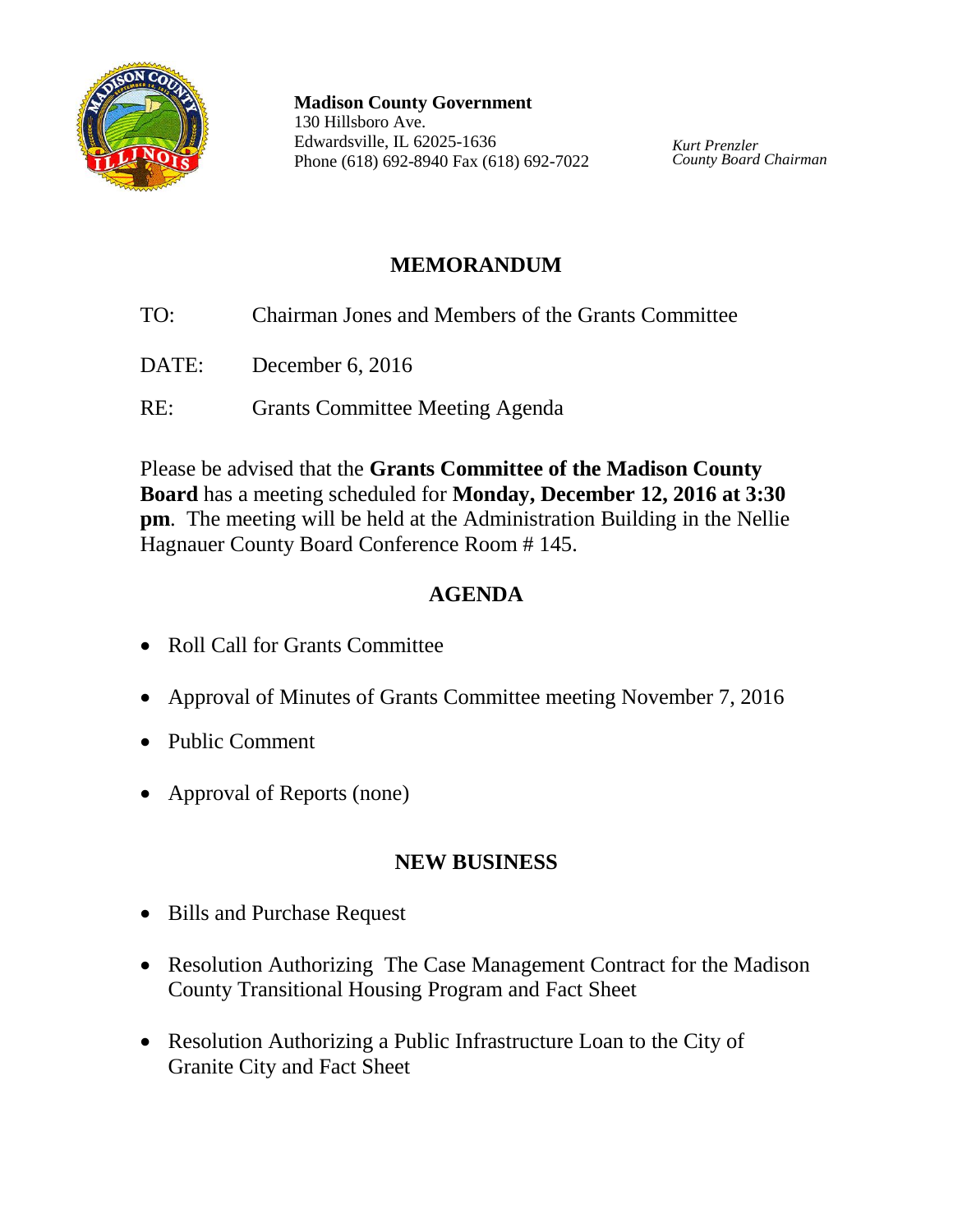**Madison County Government**
130 Hillsboro Ave.
Edwardsville, IL 62025-1636
Phone (618) 692-8940 Fax (618) 692-7022

*Kurt Prenzler*
*County Board Chairman*

# MEMORANDUM

TO: Chairman Jones and Members of the Grants Committee

DATE: December 6, 2016

RE: Grants Committee Meeting Agenda

Please be advised that the **Grants Committee of the Madison County Board** has a meeting scheduled for **Monday, December 12, 2016 at 3:30 pm**. The meeting will be held at the Administration Building in the Nellie Hagnauer County Board Conference Room # 145.

## AGENDA

- Roll Call for Grants Committee
- Approval of Minutes of Grants Committee meeting November 7, 2016
- Public Comment
- Approval of Reports (none)

## NEW BUSINESS

- Bills and Purchase Request
- Resolution Authorizing The Case Management Contract for the Madison County Transitional Housing Program and Fact Sheet
- Resolution Authorizing a Public Infrastructure Loan to the City of Granite City and Fact Sheet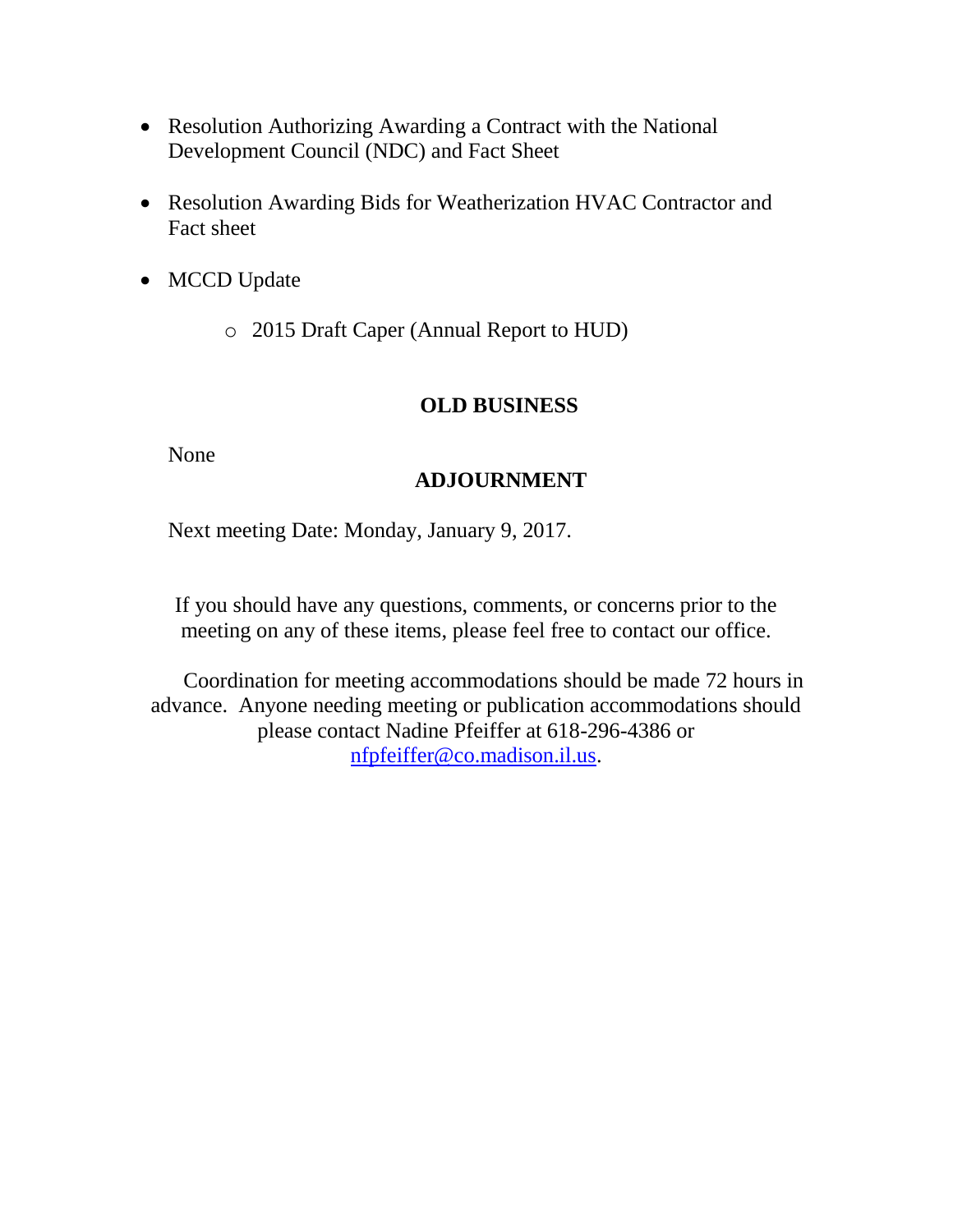- Resolution Authorizing Awarding a Contract with the National Development Council (NDC) and Fact Sheet

- Resolution Awarding Bids for Weatherization HVAC Contractor and Fact sheet

- MCCD Update

    - 2015 Draft Caper (Annual Report to HUD)

**OLD BUSINESS**

None

**ADJOURNMENT**

Next meeting Date: Monday, January 9, 2017.

If you should have any questions, comments, or concerns prior to the meeting on any of these items, please feel free to contact our office.

Coordination for meeting accommodations should be made 72 hours in advance. Anyone needing meeting or publication accommodations should please contact Nadine Pfeiffer at 618-296-4386 or nfpfeiffer@co.madison.il.us.